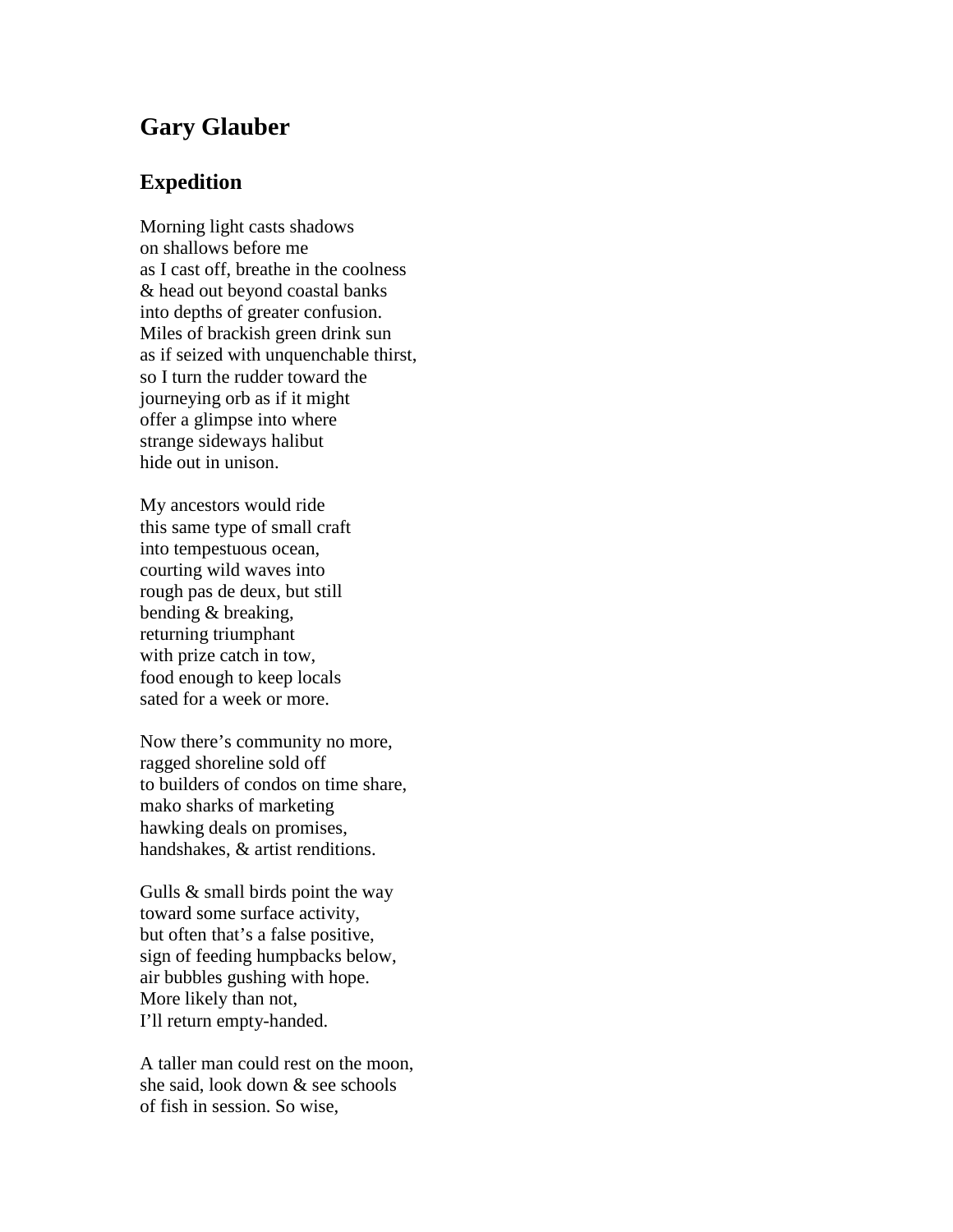# Gary Glauber

## Expedition

Morning light casts shadows  
on shallows before me  
as I cast off, breathe in the coolness  
& head out beyond coastal banks  
into depths of greater confusion.  
Miles of brackish green drink sun  
as if seized with unquenchable thirst,  
so I turn the rudder toward the  
journeying orb as if it might  
offer a glimpse into where  
strange sideways halibut  
hide out in unison.

My ancestors would ride  
this same type of small craft  
into tempestuous ocean,  
courting wild waves into  
rough pas de deux, but still  
bending & breaking,  
returning triumphant  
with prize catch in tow,  
food enough to keep locals  
sated for a week or more.

Now there's community no more,  
ragged shoreline sold off  
to builders of condos on time share,  
mako sharks of marketing  
hawking deals on promises,  
handshakes, & artist renditions.

Gulls & small birds point the way  
toward some surface activity,  
but often that's a false positive,  
sign of feeding humpbacks below,  
air bubbles gushing with hope.  
More likely than not,  
I'll return empty-handed.

A taller man could rest on the moon,  
she said, look down & see schools  
of fish in session. So wise,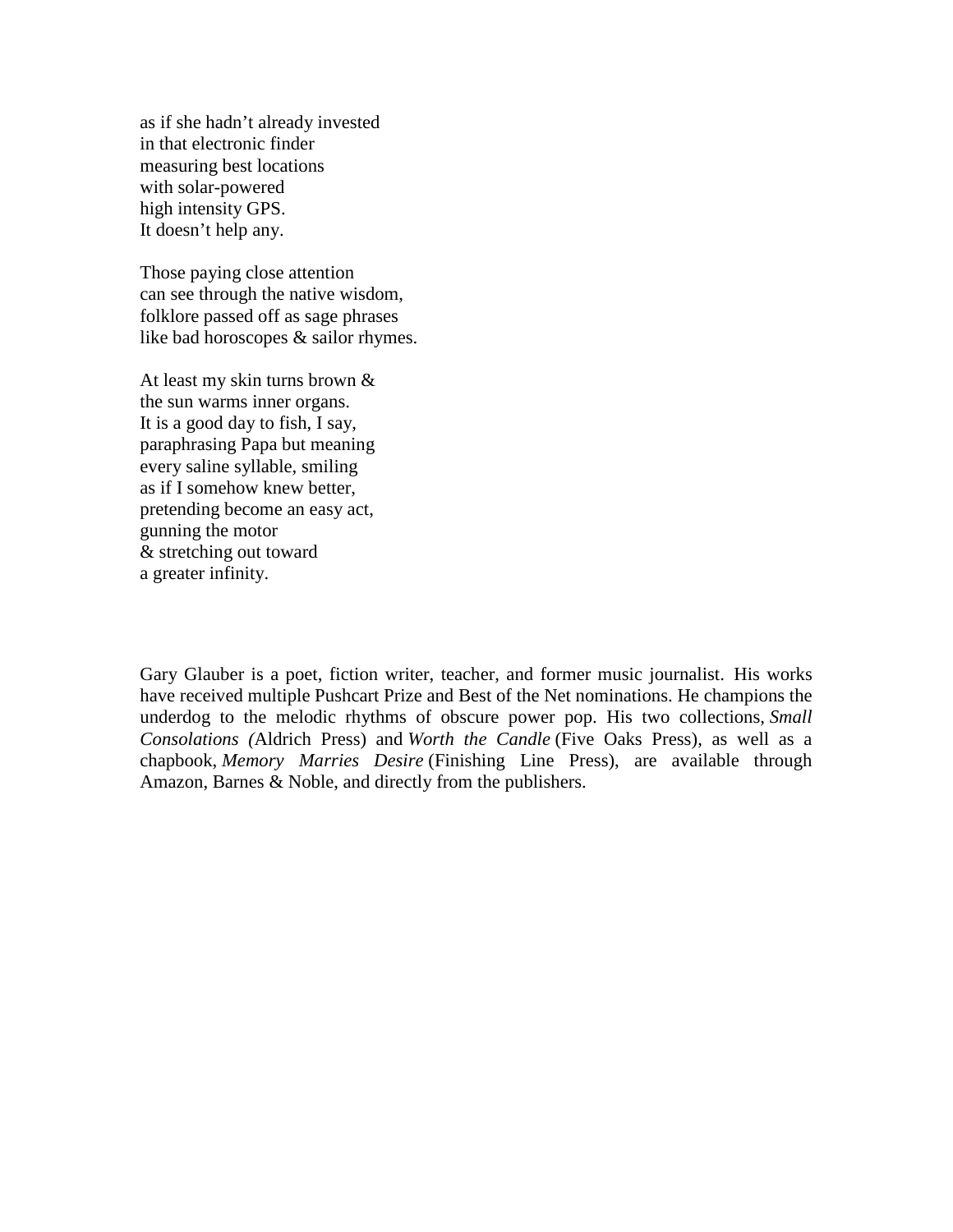as if she hadn't already invested  
in that electronic finder  
measuring best locations  
with solar-powered  
high intensity GPS.  
It doesn't help any.

Those paying close attention  
can see through the native wisdom,  
folklore passed off as sage phrases  
like bad horoscopes & sailor rhymes.

At least my skin turns brown &  
the sun warms inner organs.  
It is a good day to fish, I say,  
paraphrasing Papa but meaning  
every saline syllable, smiling  
as if I somehow knew better,  
pretending become an easy act,  
gunning the motor  
& stretching out toward  
a greater infinity.

Gary Glauber is a poet, fiction writer, teacher, and former music journalist. His works have received multiple Pushcart Prize and Best of the Net nominations. He champions the underdog to the melodic rhythms of obscure power pop. His two collections, *Small Consolations (*Aldrich Press) and *Worth the Candle* (Five Oaks Press), as well as a chapbook, *Memory Marries Desire* (Finishing Line Press), are available through Amazon, Barnes & Noble, and directly from the publishers.